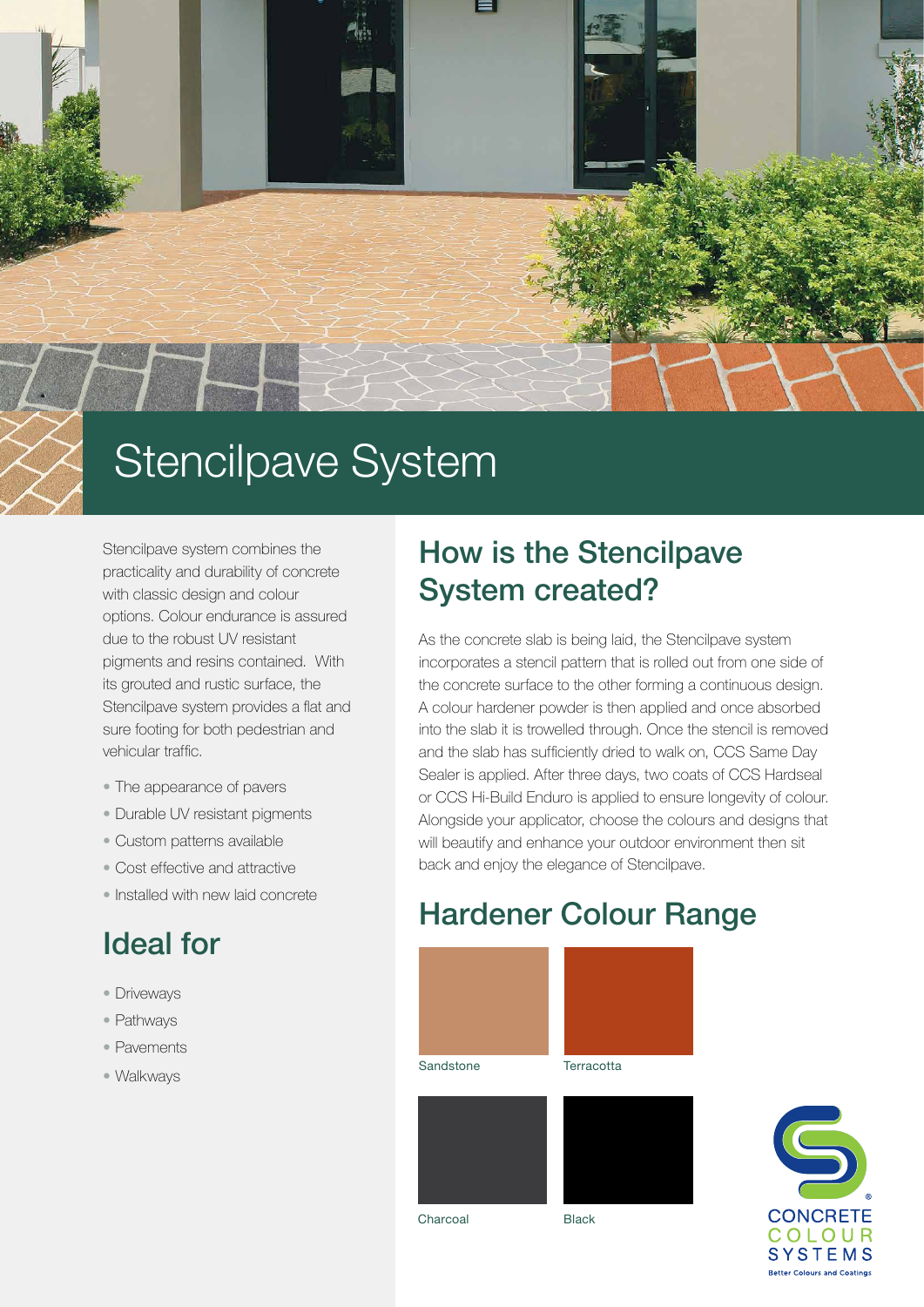# Stencilpave System

Stencilpave system combines the practicality and durability of concrete with classic design and colour options. Colour endurance is assured due to the robust UV resistant pigments and resins contained. With its grouted and rustic surface, the Stencilpave system provides a flat and sure footing for both pedestrian and vehicular traffic.

- The appearance of pavers
- Durable UV resistant pigments
- Custom patterns available
- Cost effective and attractive
- Installed with new laid concrete

## Ideal for

- Driveways
- Pathways
- Pavements
- Walkways

## How is the Stencilpave System created?

As the concrete slab is being laid, the Stencilpave system incorporates a stencil pattern that is rolled out from one side of the concrete surface to the other forming a continuous design. A colour hardener powder is then applied and once absorbed into the slab it is trowelled through. Once the stencil is removed and the slab has sufficiently dried to walk on, CCS Same Day Sealer is applied. After three days, two coats of CCS Hardseal or CCS Hi-Build Enduro is applied to ensure longevity of colour. Alongside your applicator, choose the colours and designs that will beautify and enhance your outdoor environment then sit back and enjoy the elegance of Stencilpave.

## Hardener Colour Range

Sandstone

Terracotta

Charcoal

Black

CONCRETE COLOUR SYSTEMS®

Better Colours and Coatings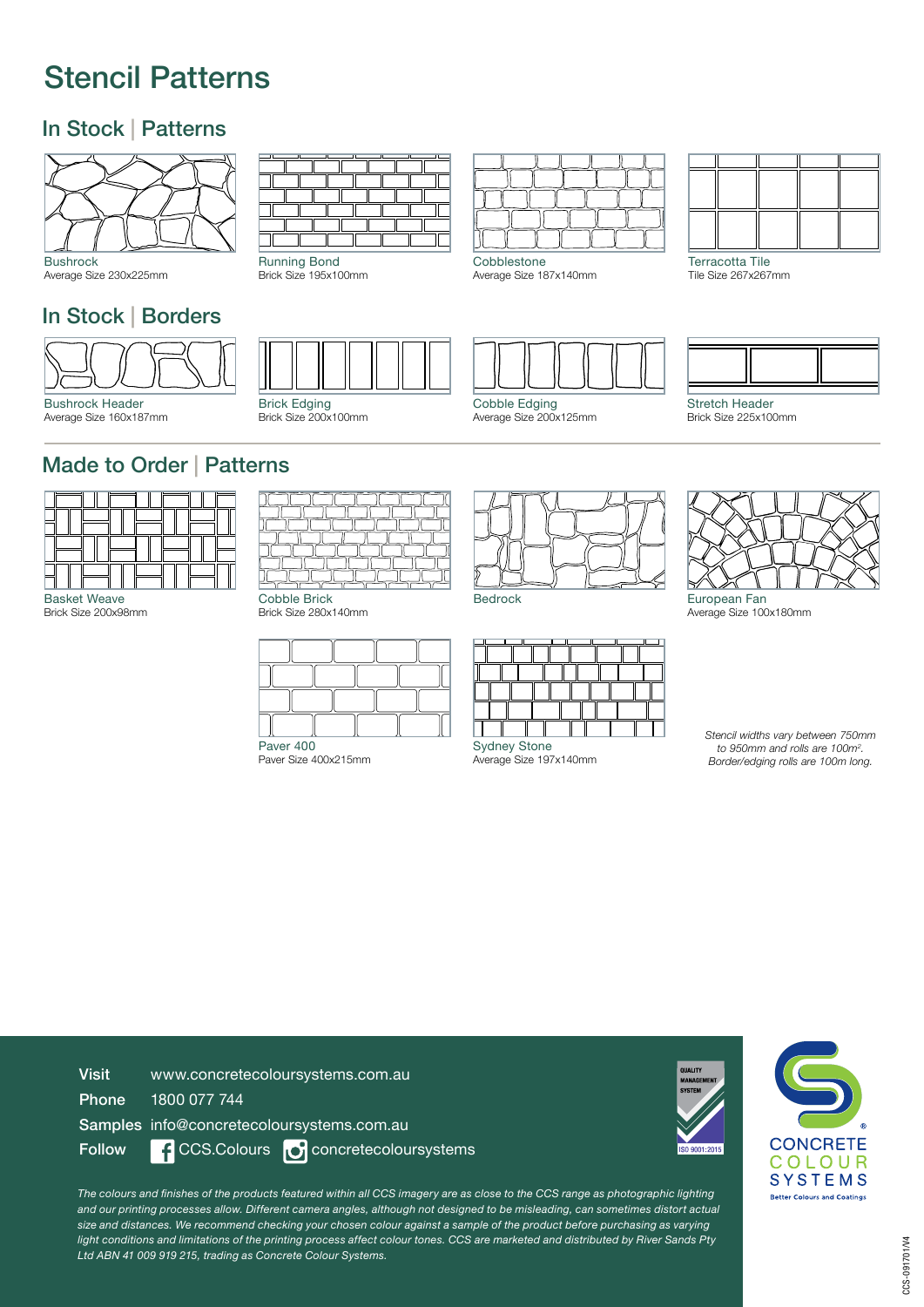# Stencil Patterns

## In Stock | Patterns

Bushrock
Average Size 230x225mm

Running Bond
Brick Size 195x100mm

Cobblestone
Average Size 187x140mm

Terracotta Tile
Tile Size 267x267mm

## In Stock | Borders

Bushrock Header
Average Size 160x187mm

Brick Edging
Brick Size 200x100mm

Cobble Edging
Average Size 200x125mm

Stretch Header
Brick Size 225x100mm

## Made to Order | Patterns

Basket Weave
Brick Size 200x98mm

Cobble Brick
Brick Size 280x140mm

Bedrock

European Fan
Average Size 100x180mm

Paver 400
Paver Size 400x215mm

Sydney Stone
Average Size 197x140mm

*Stencil widths vary between 750mm to 950mm and rolls are 100m$^2$. Border/edging rolls are 100m long.*

**Visit** www.concretecoloursystems.com.au
**Phone** 1800 077 744
**Samples** info@concretecoloursystems.com.au
**Follow** CCS.Colours concretecoloursystems

QUALITY MANAGEMENT SYSTEM ISO 9001:2015

CONCRETE COLOUR SYSTEMS
Better Colours and Coatings

*The colours and finishes of the products featured within all CCS imagery are as close to the CCS range as photographic lighting and our printing processes allow. Different camera angles, although not designed to be misleading, can sometimes distort actual size and distances. We recommend checking your chosen colour against a sample of the product before purchasing as varying light conditions and limitations of the printing process affect colour tones. CCS are marketed and distributed by River Sands Pty Ltd ABN 41 009 919 215, trading as Concrete Colour Systems.*

CCS-091701/V4